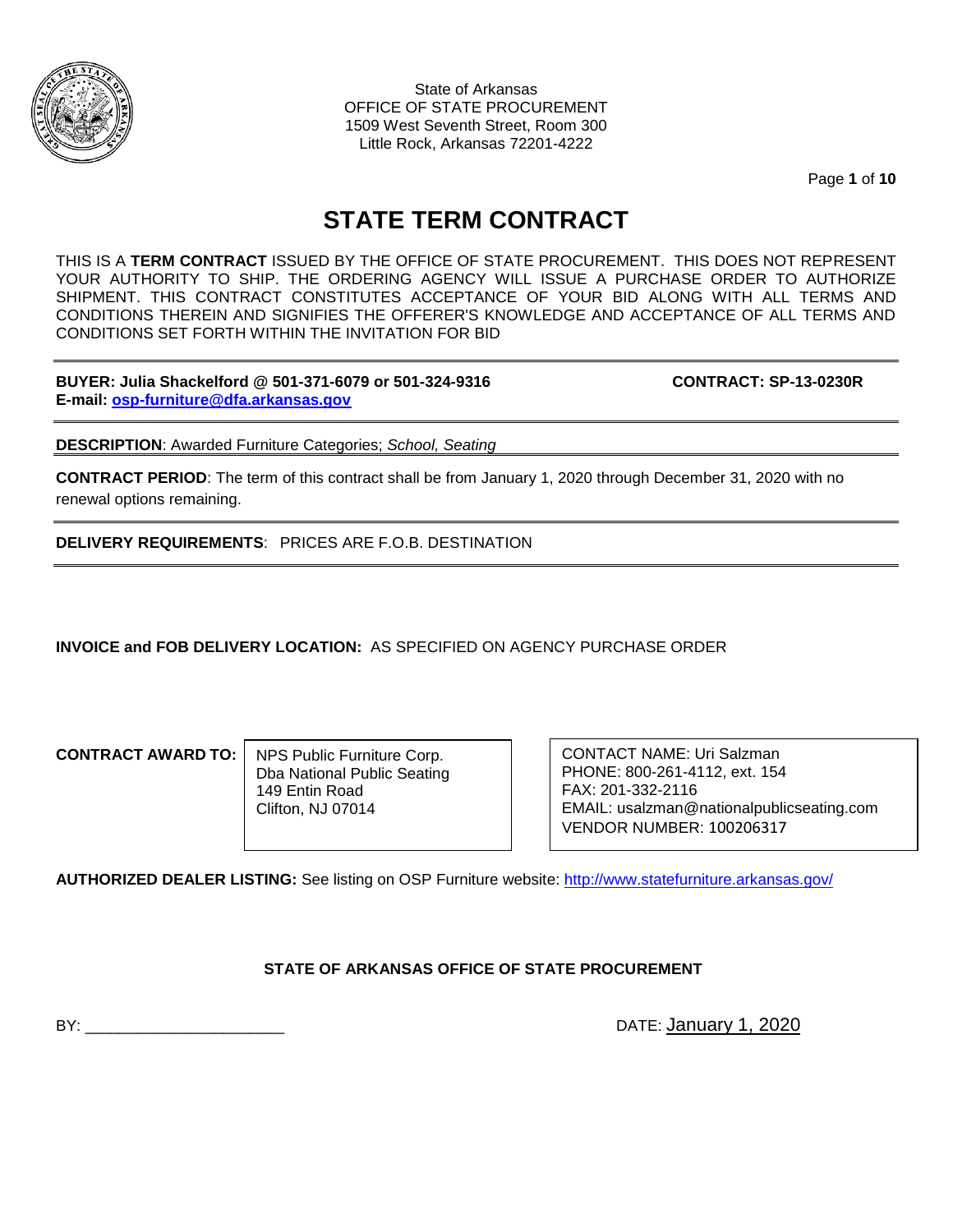State of Arkansas
OFFICE OF STATE PROCUREMENT
1509 West Seventh Street, Room 300
Little Rock, Arkansas 72201-4222

# STATE TERM CONTRACT

THIS IS A **TERM CONTRACT** ISSUED BY THE OFFICE OF STATE PROCUREMENT. THIS DOES NOT REPRESENT YOUR AUTHORITY TO SHIP. THE ORDERING AGENCY WILL ISSUE A PURCHASE ORDER TO AUTHORIZE SHIPMENT. THIS CONTRACT CONSTITUTES ACCEPTANCE OF YOUR BID ALONG WITH ALL TERMS AND CONDITIONS THEREIN AND SIGNIFIES THE OFFERER'S KNOWLEDGE AND ACCEPTANCE OF ALL TERMS AND CONDITIONS SET FORTH WITHIN THE INVITATION FOR BID

---

**BUYER: Julia Shackelford @ 501-371-6079 or 501-324-9316** **CONTRACT: SP-13-0230R**
**E-mail: osp-furniture@dfa.arkansas.gov**

---

**DESCRIPTION**: Awarded Furniture Categories; *School, Seating*

**CONTRACT PERIOD**: The term of this contract shall be from January 1, 2020 through December 31, 2020 with no renewal options remaining.

---

**DELIVERY REQUIREMENTS**: PRICES ARE F.O.B. DESTINATION

---

**INVOICE and FOB DELIVERY LOCATION:** AS SPECIFIED ON AGENCY PURCHASE ORDER

**CONTRACT AWARD TO:**

NPS Public Furniture Corp.
Dba National Public Seating
149 Entin Road
Clifton, NJ 07014

CONTACT NAME: Uri Salzman
PHONE: 800-261-4112, ext. 154
FAX: 201-332-2116
EMAIL: usalzman@nationalpublicseating.com
VENDOR NUMBER: 100206317

**AUTHORIZED DEALER LISTING:** See listing on OSP Furniture website: http://www.statefurniture.arkansas.gov/

**STATE OF ARKANSAS OFFICE OF STATE PROCUREMENT**

BY: ______________________ DATE: January 1, 2020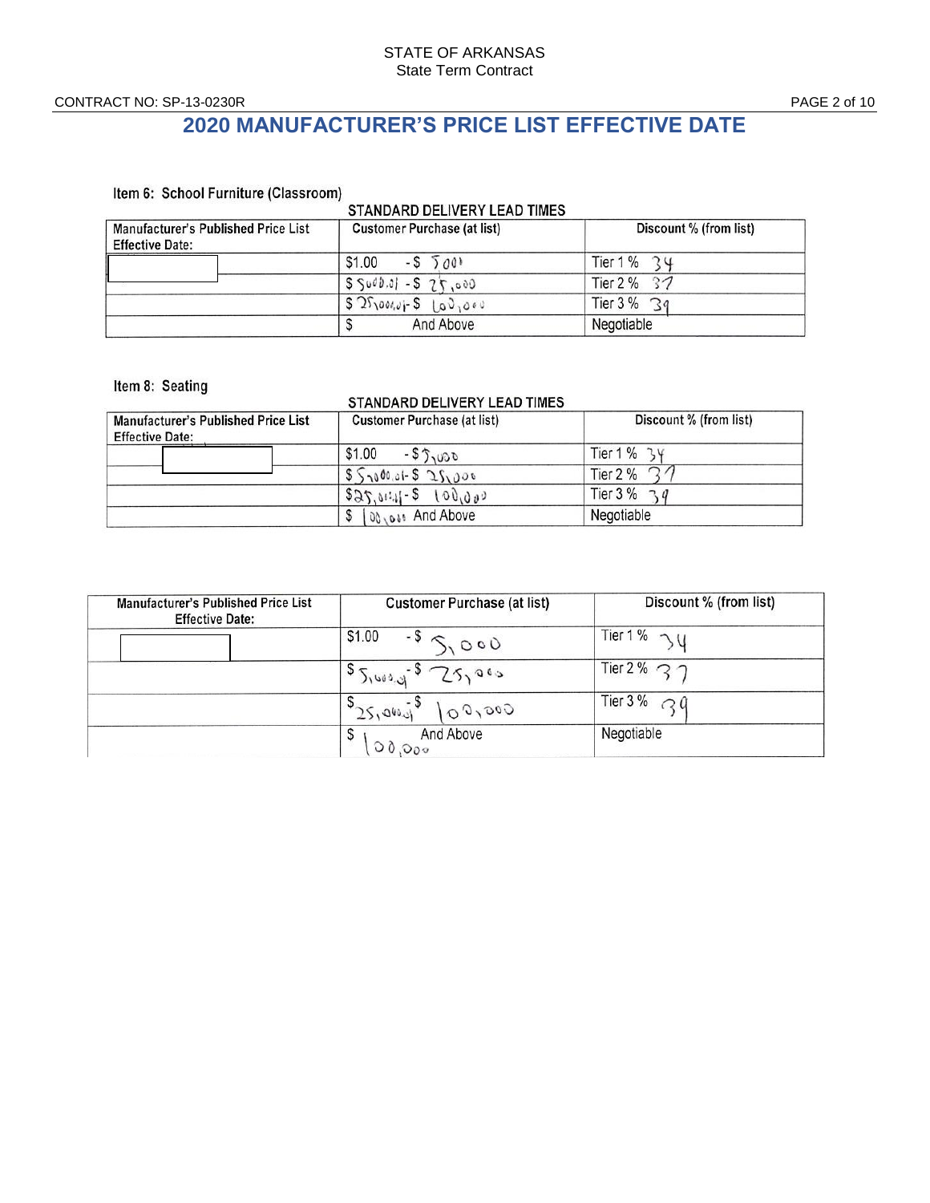STATE OF ARKANSAS
State Term Contract

CONTRACT NO: SP-13-0230R

# 2020 MANUFACTURER'S PRICE LIST EFFECTIVE DATE

Item 6: School Furniture (Classroom)

STANDARD DELIVERY LEAD TIMES

| Manufacturer's Published Price List Effective Date: | Customer Purchase (at list) | Discount % (from list) |
|---|---|---|
| | $1.00 - $ 5000 | Tier 1 % 34 |
| | $ 5000.01 - $ 25,000 | Tier 2 % 37 |
| | $ 25,000.01 - $ 100,000 | Tier 3 % 39 |
| | $ And Above | Negotiable |

Item 8: Seating

STANDARD DELIVERY LEAD TIMES

| Manufacturer's Published Price List Effective Date: | Customer Purchase (at list) | Discount % (from list) |
|---|---|---|
| | $1.00 - $ 5,000 | Tier 1 % 34 |
| | $ 5,000.01 - $ 25,000 | Tier 2 % 37 |
| | $ 25,000.01 - $ 100,000 | Tier 3 % 39 |
| | $ 100,000 And Above | Negotiable |

| Manufacturer's Published Price List Effective Date: | Customer Purchase (at list) | Discount % (from list) |
|---|---|---|
| | $1.00 - $ 5,000 | Tier 1 % 34 |
| | $ 5,000.01 - $ 25,000 | Tier 2 % 37 |
| | $ 25,000.01 - $ 100,000 | Tier 3 % 39 |
| | $ 100,000 And Above | Negotiable |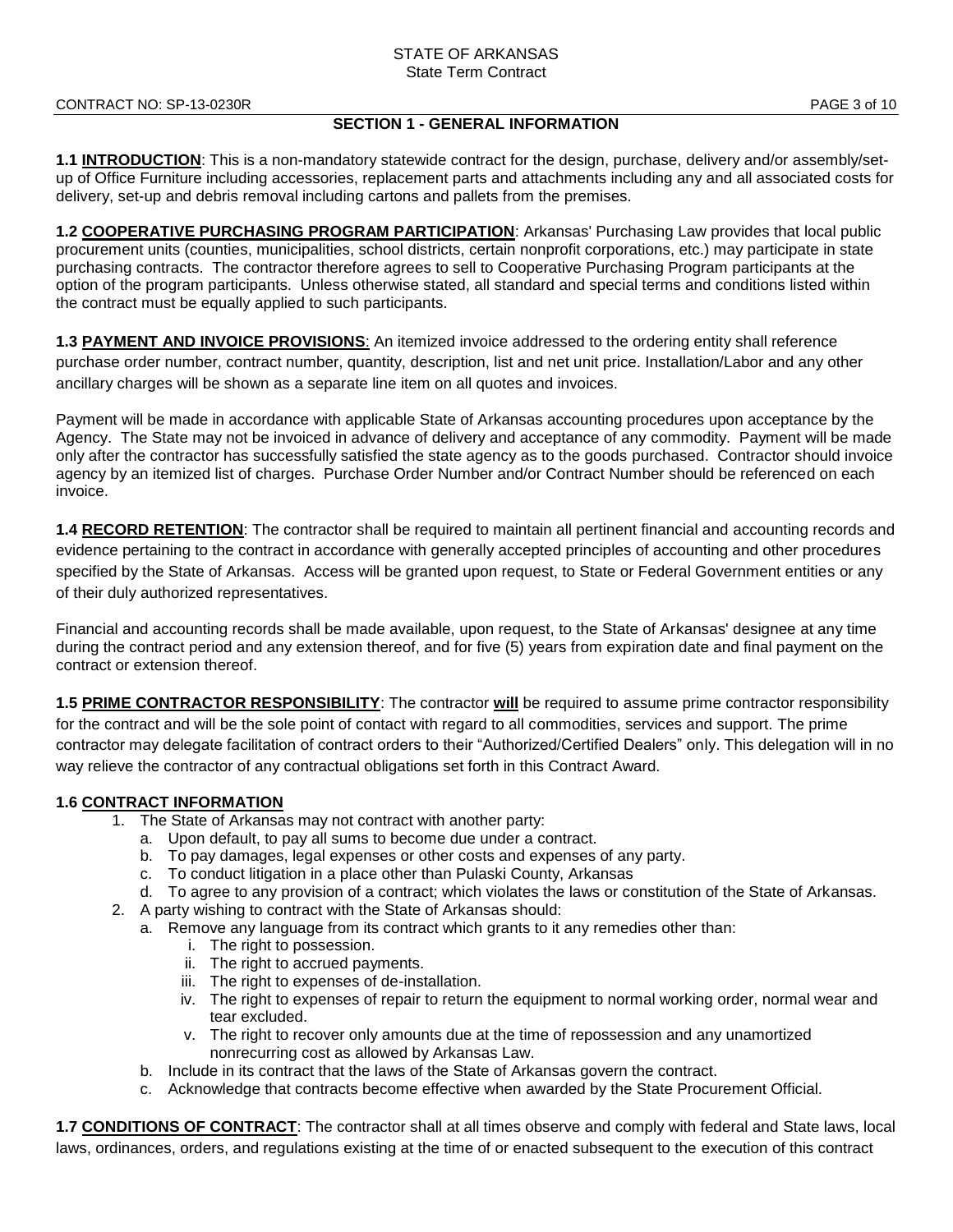## SECTION 1 - GENERAL INFORMATION

**1.1 INTRODUCTION**: This is a non-mandatory statewide contract for the design, purchase, delivery and/or assembly/set-up of Office Furniture including accessories, replacement parts and attachments including any and all associated costs for delivery, set-up and debris removal including cartons and pallets from the premises.

**1.2 COOPERATIVE PURCHASING PROGRAM PARTICIPATION**: Arkansas' Purchasing Law provides that local public procurement units (counties, municipalities, school districts, certain nonprofit corporations, etc.) may participate in state purchasing contracts. The contractor therefore agrees to sell to Cooperative Purchasing Program participants at the option of the program participants. Unless otherwise stated, all standard and special terms and conditions listed within the contract must be equally applied to such participants.

**1.3 PAYMENT AND INVOICE PROVISIONS**: An itemized invoice addressed to the ordering entity shall reference purchase order number, contract number, quantity, description, list and net unit price. Installation/Labor and any other ancillary charges will be shown as a separate line item on all quotes and invoices.

Payment will be made in accordance with applicable State of Arkansas accounting procedures upon acceptance by the Agency. The State may not be invoiced in advance of delivery and acceptance of any commodity. Payment will be made only after the contractor has successfully satisfied the state agency as to the goods purchased. Contractor should invoice agency by an itemized list of charges. Purchase Order Number and/or Contract Number should be referenced on each invoice.

**1.4 RECORD RETENTION**: The contractor shall be required to maintain all pertinent financial and accounting records and evidence pertaining to the contract in accordance with generally accepted principles of accounting and other procedures specified by the State of Arkansas. Access will be granted upon request, to State or Federal Government entities or any of their duly authorized representatives.

Financial and accounting records shall be made available, upon request, to the State of Arkansas' designee at any time during the contract period and any extension thereof, and for five (5) years from expiration date and final payment on the contract or extension thereof.

**1.5 PRIME CONTRACTOR RESPONSIBILITY**: The contractor **will** be required to assume prime contractor responsibility for the contract and will be the sole point of contact with regard to all commodities, services and support. The prime contractor may delegate facilitation of contract orders to their "Authorized/Certified Dealers" only. This delegation will in no way relieve the contractor of any contractual obligations set forth in this Contract Award.

**1.6 CONTRACT INFORMATION**

1. The State of Arkansas may not contract with another party:
   a. Upon default, to pay all sums to become due under a contract.
   b. To pay damages, legal expenses or other costs and expenses of any party.
   c. To conduct litigation in a place other than Pulaski County, Arkansas
   d. To agree to any provision of a contract; which violates the laws or constitution of the State of Arkansas.
2. A party wishing to contract with the State of Arkansas should:
   a. Remove any language from its contract which grants to it any remedies other than:
      i. The right to possession.
      ii. The right to accrued payments.
      iii. The right to expenses of de-installation.
      iv. The right to expenses of repair to return the equipment to normal working order, normal wear and tear excluded.
      v. The right to recover only amounts due at the time of repossession and any unamortized nonrecurring cost as allowed by Arkansas Law.
   b. Include in its contract that the laws of the State of Arkansas govern the contract.
   c. Acknowledge that contracts become effective when awarded by the State Procurement Official.

**1.7 CONDITIONS OF CONTRACT**: The contractor shall at all times observe and comply with federal and State laws, local laws, ordinances, orders, and regulations existing at the time of or enacted subsequent to the execution of this contract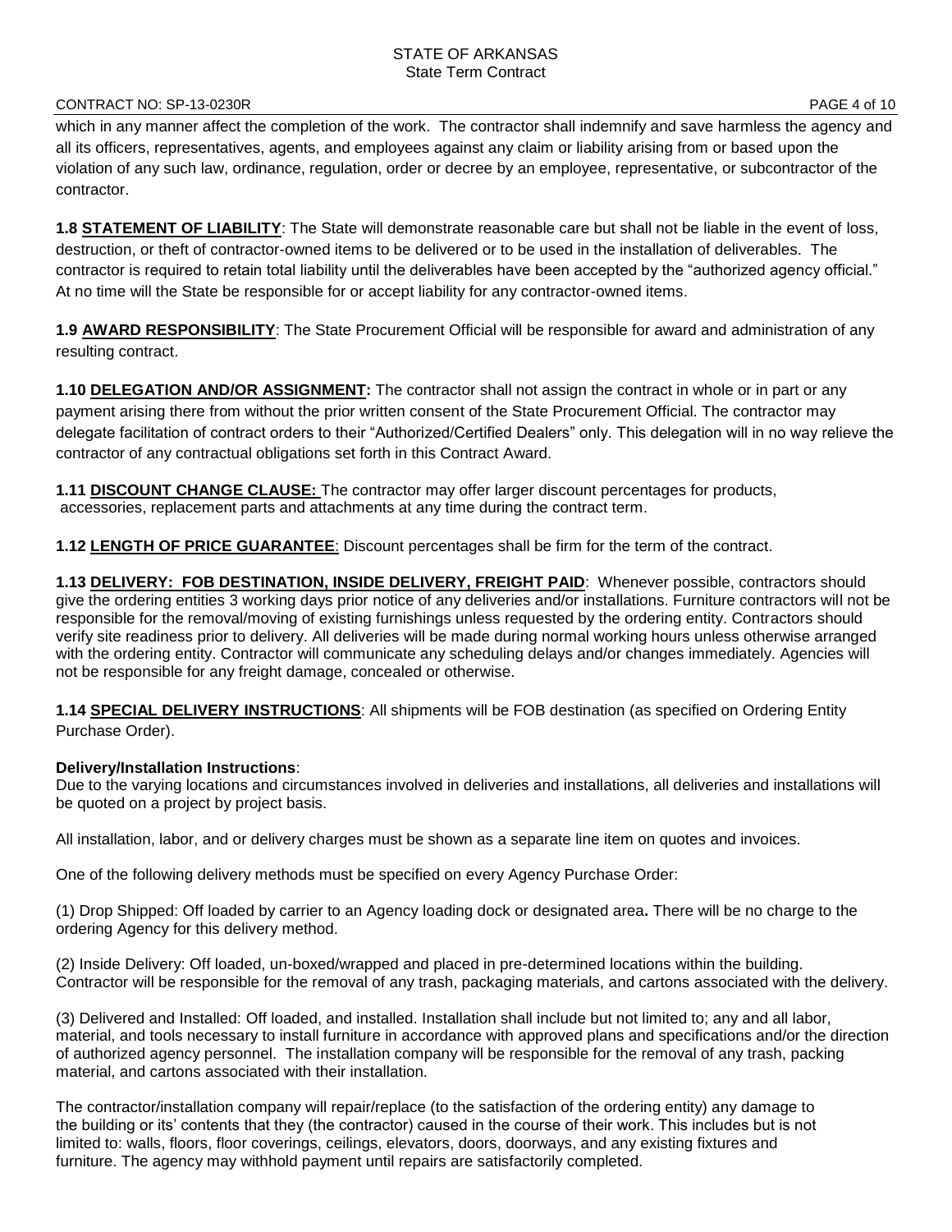which in any manner affect the completion of the work. The contractor shall indemnify and save harmless the agency and all its officers, representatives, agents, and employees against any claim or liability arising from or based upon the violation of any such law, ordinance, regulation, order or decree by an employee, representative, or subcontractor of the contractor.

**1.8 STATEMENT OF LIABILITY**: The State will demonstrate reasonable care but shall not be liable in the event of loss, destruction, or theft of contractor-owned items to be delivered or to be used in the installation of deliverables. The contractor is required to retain total liability until the deliverables have been accepted by the "authorized agency official." At no time will the State be responsible for or accept liability for any contractor-owned items.

**1.9 AWARD RESPONSIBILITY**: The State Procurement Official will be responsible for award and administration of any resulting contract.

**1.10 DELEGATION AND/OR ASSIGNMENT:** The contractor shall not assign the contract in whole or in part or any payment arising there from without the prior written consent of the State Procurement Official. The contractor may delegate facilitation of contract orders to their "Authorized/Certified Dealers" only. This delegation will in no way relieve the contractor of any contractual obligations set forth in this Contract Award.

**1.11 DISCOUNT CHANGE CLAUSE:** The contractor may offer larger discount percentages for products, accessories, replacement parts and attachments at any time during the contract term.

**1.12 LENGTH OF PRICE GUARANTEE**: Discount percentages shall be firm for the term of the contract.

**1.13 DELIVERY: FOB DESTINATION, INSIDE DELIVERY, FREIGHT PAID**: Whenever possible, contractors should give the ordering entities 3 working days prior notice of any deliveries and/or installations. Furniture contractors will not be responsible for the removal/moving of existing furnishings unless requested by the ordering entity. Contractors should verify site readiness prior to delivery. All deliveries will be made during normal working hours unless otherwise arranged with the ordering entity. Contractor will communicate any scheduling delays and/or changes immediately. Agencies will not be responsible for any freight damage, concealed or otherwise.

**1.14 SPECIAL DELIVERY INSTRUCTIONS**: All shipments will be FOB destination (as specified on Ordering Entity Purchase Order).

**Delivery/Installation Instructions**:
Due to the varying locations and circumstances involved in deliveries and installations, all deliveries and installations will be quoted on a project by project basis.

All installation, labor, and or delivery charges must be shown as a separate line item on quotes and invoices.

One of the following delivery methods must be specified on every Agency Purchase Order:

(1) Drop Shipped: Off loaded by carrier to an Agency loading dock or designated area**.** There will be no charge to the ordering Agency for this delivery method.

(2) Inside Delivery: Off loaded, un-boxed/wrapped and placed in pre-determined locations within the building. Contractor will be responsible for the removal of any trash, packaging materials, and cartons associated with the delivery.

(3) Delivered and Installed: Off loaded, and installed. Installation shall include but not limited to; any and all labor, material, and tools necessary to install furniture in accordance with approved plans and specifications and/or the direction of authorized agency personnel. The installation company will be responsible for the removal of any trash, packing material, and cartons associated with their installation.

The contractor/installation company will repair/replace (to the satisfaction of the ordering entity) any damage to the building or its' contents that they (the contractor) caused in the course of their work. This includes but is not limited to: walls, floors, floor coverings, ceilings, elevators, doors, doorways, and any existing fixtures and furniture. The agency may withhold payment until repairs are satisfactorily completed.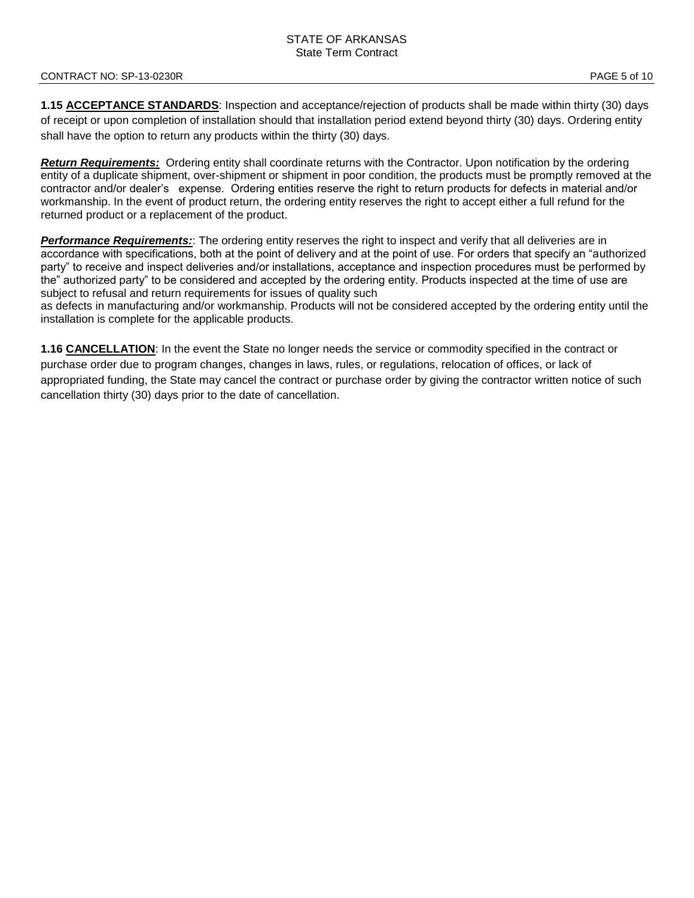**1.15 ACCEPTANCE STANDARDS**: Inspection and acceptance/rejection of products shall be made within thirty (30) days of receipt or upon completion of installation should that installation period extend beyond thirty (30) days. Ordering entity shall have the option to return any products within the thirty (30) days.

***Return Requirements:*** Ordering entity shall coordinate returns with the Contractor. Upon notification by the ordering entity of a duplicate shipment, over-shipment or shipment in poor condition, the products must be promptly removed at the contractor and/or dealer's expense. Ordering entities reserve the right to return products for defects in material and/or workmanship. In the event of product return, the ordering entity reserves the right to accept either a full refund for the returned product or a replacement of the product.

***Performance Requirements:***: The ordering entity reserves the right to inspect and verify that all deliveries are in accordance with specifications, both at the point of delivery and at the point of use. For orders that specify an "authorized party" to receive and inspect deliveries and/or installations, acceptance and inspection procedures must be performed by the" authorized party" to be considered and accepted by the ordering entity. Products inspected at the time of use are subject to refusal and return requirements for issues of quality such as defects in manufacturing and/or workmanship. Products will not be considered accepted by the ordering entity until the installation is complete for the applicable products.

**1.16 CANCELLATION**: In the event the State no longer needs the service or commodity specified in the contract or purchase order due to program changes, changes in laws, rules, or regulations, relocation of offices, or lack of appropriated funding, the State may cancel the contract or purchase order by giving the contractor written notice of such cancellation thirty (30) days prior to the date of cancellation.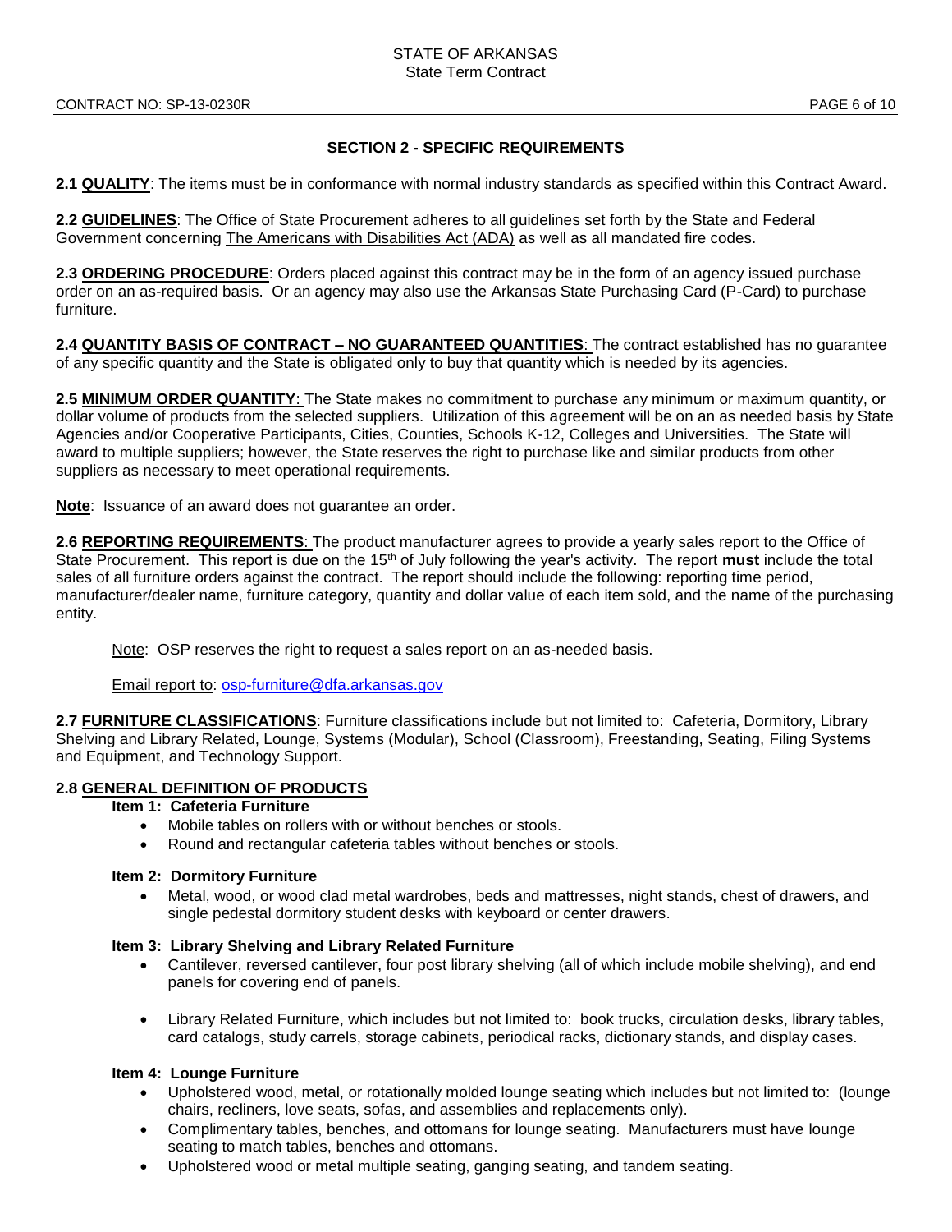## SECTION 2 - SPECIFIC REQUIREMENTS

**2.1 QUALITY**: The items must be in conformance with normal industry standards as specified within this Contract Award.

**2.2 GUIDELINES**: The Office of State Procurement adheres to all guidelines set forth by the State and Federal Government concerning The Americans with Disabilities Act (ADA) as well as all mandated fire codes.

**2.3 ORDERING PROCEDURE**: Orders placed against this contract may be in the form of an agency issued purchase order on an as-required basis. Or an agency may also use the Arkansas State Purchasing Card (P-Card) to purchase furniture.

**2.4 QUANTITY BASIS OF CONTRACT – NO GUARANTEED QUANTITIES**: The contract established has no guarantee of any specific quantity and the State is obligated only to buy that quantity which is needed by its agencies.

**2.5 MINIMUM ORDER QUANTITY**: The State makes no commitment to purchase any minimum or maximum quantity, or dollar volume of products from the selected suppliers. Utilization of this agreement will be on an as needed basis by State Agencies and/or Cooperative Participants, Cities, Counties, Schools K-12, Colleges and Universities. The State will award to multiple suppliers; however, the State reserves the right to purchase like and similar products from other suppliers as necessary to meet operational requirements.

**Note**: Issuance of an award does not guarantee an order.

**2.6 REPORTING REQUIREMENTS**: The product manufacturer agrees to provide a yearly sales report to the Office of State Procurement. This report is due on the 15th of July following the year's activity. The report **must** include the total sales of all furniture orders against the contract. The report should include the following: reporting time period, manufacturer/dealer name, furniture category, quantity and dollar value of each item sold, and the name of the purchasing entity.

> Note: OSP reserves the right to request a sales report on an as-needed basis.
>
> Email report to: osp-furniture@dfa.arkansas.gov

**2.7 FURNITURE CLASSIFICATIONS**: Furniture classifications include but not limited to: Cafeteria, Dormitory, Library Shelving and Library Related, Lounge, Systems (Modular), School (Classroom), Freestanding, Seating, Filing Systems and Equipment, and Technology Support.

**2.8 GENERAL DEFINITION OF PRODUCTS**

**Item 1: Cafeteria Furniture**

- Mobile tables on rollers with or without benches or stools.
- Round and rectangular cafeteria tables without benches or stools.

**Item 2: Dormitory Furniture**

- Metal, wood, or wood clad metal wardrobes, beds and mattresses, night stands, chest of drawers, and single pedestal dormitory student desks with keyboard or center drawers.

**Item 3: Library Shelving and Library Related Furniture**

- Cantilever, reversed cantilever, four post library shelving (all of which include mobile shelving), and end panels for covering end of panels.
- Library Related Furniture, which includes but not limited to: book trucks, circulation desks, library tables, card catalogs, study carrels, storage cabinets, periodical racks, dictionary stands, and display cases.

**Item 4: Lounge Furniture**

- Upholstered wood, metal, or rotationally molded lounge seating which includes but not limited to: (lounge chairs, recliners, love seats, sofas, and assemblies and replacements only).
- Complimentary tables, benches, and ottomans for lounge seating. Manufacturers must have lounge seating to match tables, benches and ottomans.
- Upholstered wood or metal multiple seating, ganging seating, and tandem seating.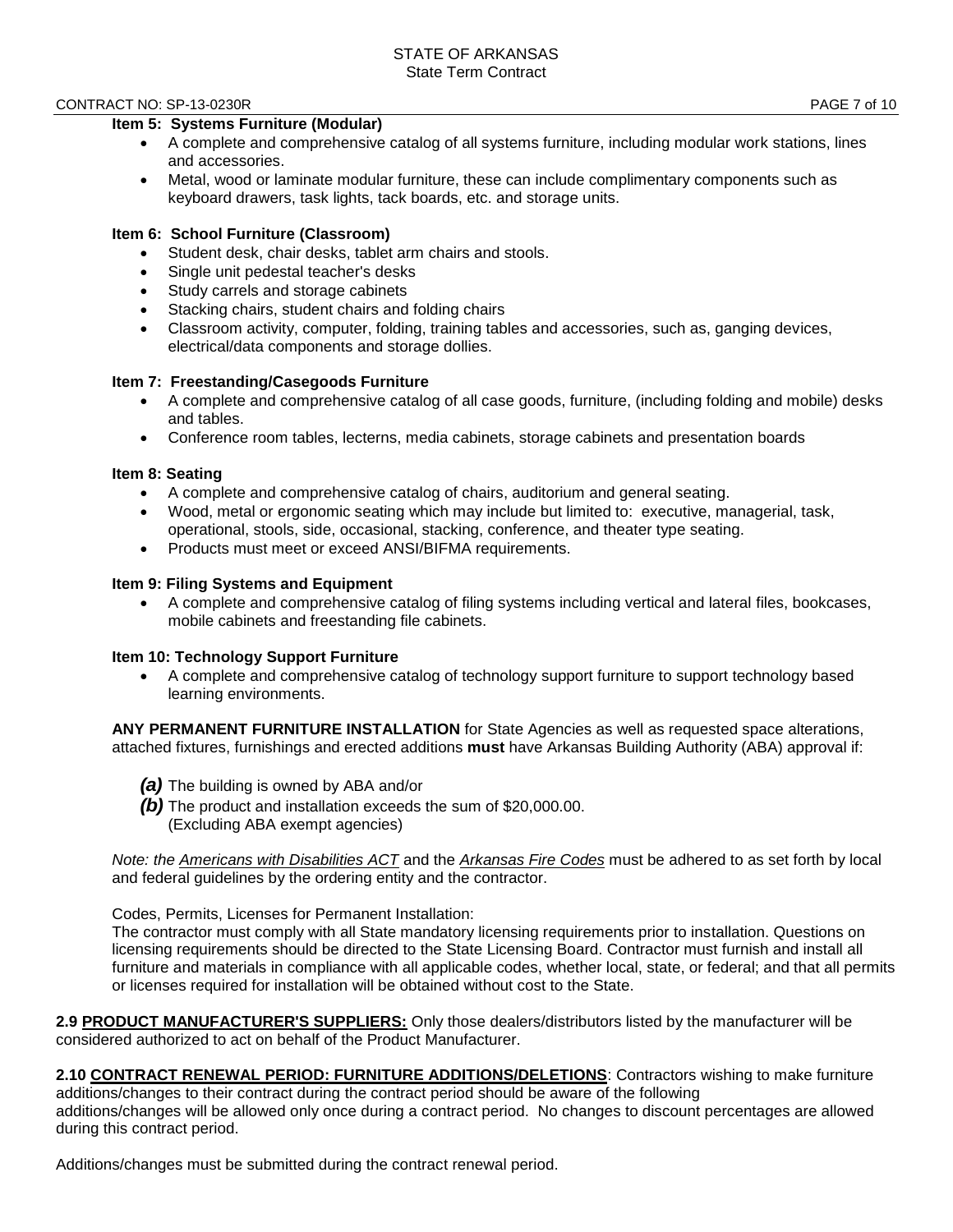**Item 5: Systems Furniture (Modular)**

- A complete and comprehensive catalog of all systems furniture, including modular work stations, lines and accessories.
- Metal, wood or laminate modular furniture, these can include complimentary components such as keyboard drawers, task lights, tack boards, etc. and storage units.

**Item 6: School Furniture (Classroom)**

- Student desk, chair desks, tablet arm chairs and stools.
- Single unit pedestal teacher's desks
- Study carrels and storage cabinets
- Stacking chairs, student chairs and folding chairs
- Classroom activity, computer, folding, training tables and accessories, such as, ganging devices, electrical/data components and storage dollies.

**Item 7: Freestanding/Casegoods Furniture**

- A complete and comprehensive catalog of all case goods, furniture, (including folding and mobile) desks and tables.
- Conference room tables, lecterns, media cabinets, storage cabinets and presentation boards

**Item 8: Seating**

- A complete and comprehensive catalog of chairs, auditorium and general seating.
- Wood, metal or ergonomic seating which may include but limited to: executive, managerial, task, operational, stools, side, occasional, stacking, conference, and theater type seating.
- Products must meet or exceed ANSI/BIFMA requirements.

**Item 9: Filing Systems and Equipment**

- A complete and comprehensive catalog of filing systems including vertical and lateral files, bookcases, mobile cabinets and freestanding file cabinets.

**Item 10: Technology Support Furniture**

- A complete and comprehensive catalog of technology support furniture to support technology based learning environments.

**ANY PERMANENT FURNITURE INSTALLATION** for State Agencies as well as requested space alterations, attached fixtures, furnishings and erected additions **must** have Arkansas Building Authority (ABA) approval if:

***(a)*** The building is owned by ABA and/or
***(b)*** The product and installation exceeds the sum of $20,000.00.
(Excluding ABA exempt agencies)

*Note: the Americans with Disabilities ACT* and the *Arkansas Fire Codes* must be adhered to as set forth by local and federal guidelines by the ordering entity and the contractor.

Codes, Permits, Licenses for Permanent Installation:
The contractor must comply with all State mandatory licensing requirements prior to installation. Questions on licensing requirements should be directed to the State Licensing Board. Contractor must furnish and install all furniture and materials in compliance with all applicable codes, whether local, state, or federal; and that all permits or licenses required for installation will be obtained without cost to the State.

**2.9 PRODUCT MANUFACTURER'S SUPPLIERS:** Only those dealers/distributors listed by the manufacturer will be considered authorized to act on behalf of the Product Manufacturer.

**2.10 CONTRACT RENEWAL PERIOD: FURNITURE ADDITIONS/DELETIONS**: Contractors wishing to make furniture additions/changes to their contract during the contract period should be aware of the following additions/changes will be allowed only once during a contract period. No changes to discount percentages are allowed during this contract period.

Additions/changes must be submitted during the contract renewal period.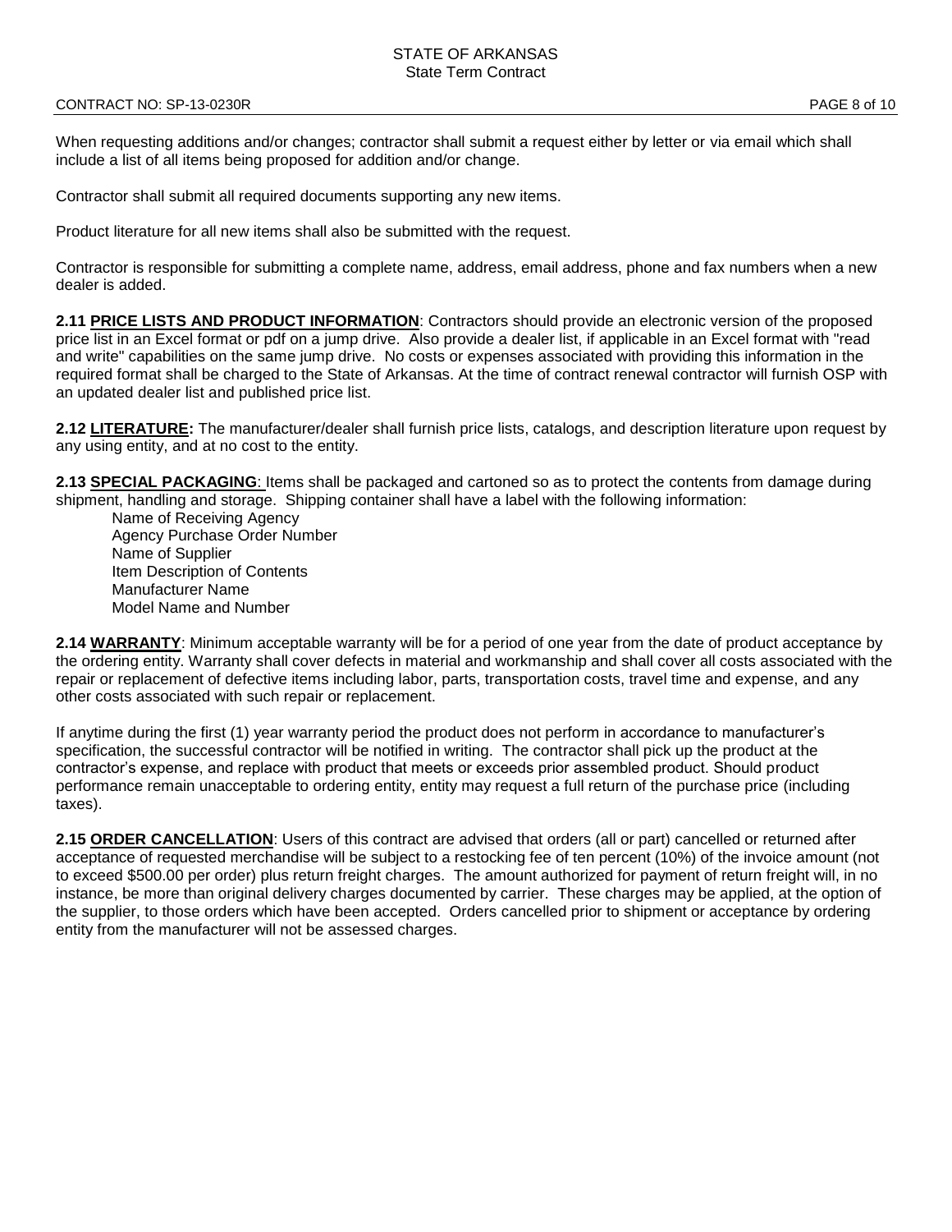When requesting additions and/or changes; contractor shall submit a request either by letter or via email which shall include a list of all items being proposed for addition and/or change.

Contractor shall submit all required documents supporting any new items.

Product literature for all new items shall also be submitted with the request.

Contractor is responsible for submitting a complete name, address, email address, phone and fax numbers when a new dealer is added.

**2.11 PRICE LISTS AND PRODUCT INFORMATION**: Contractors should provide an electronic version of the proposed price list in an Excel format or pdf on a jump drive. Also provide a dealer list, if applicable in an Excel format with "read and write" capabilities on the same jump drive. No costs or expenses associated with providing this information in the required format shall be charged to the State of Arkansas. At the time of contract renewal contractor will furnish OSP with an updated dealer list and published price list.

**2.12 LITERATURE:** The manufacturer/dealer shall furnish price lists, catalogs, and description literature upon request by any using entity, and at no cost to the entity.

**2.13 SPECIAL PACKAGING**: Items shall be packaged and cartoned so as to protect the contents from damage during shipment, handling and storage. Shipping container shall have a label with the following information:

Name of Receiving Agency
Agency Purchase Order Number
Name of Supplier
Item Description of Contents
Manufacturer Name
Model Name and Number

**2.14 WARRANTY**: Minimum acceptable warranty will be for a period of one year from the date of product acceptance by the ordering entity. Warranty shall cover defects in material and workmanship and shall cover all costs associated with the repair or replacement of defective items including labor, parts, transportation costs, travel time and expense, and any other costs associated with such repair or replacement.

If anytime during the first (1) year warranty period the product does not perform in accordance to manufacturer's specification, the successful contractor will be notified in writing. The contractor shall pick up the product at the contractor's expense, and replace with product that meets or exceeds prior assembled product. Should product performance remain unacceptable to ordering entity, entity may request a full return of the purchase price (including taxes).

**2.15 ORDER CANCELLATION**: Users of this contract are advised that orders (all or part) cancelled or returned after acceptance of requested merchandise will be subject to a restocking fee of ten percent (10%) of the invoice amount (not to exceed $500.00 per order) plus return freight charges. The amount authorized for payment of return freight will, in no instance, be more than original delivery charges documented by carrier. These charges may be applied, at the option of the supplier, to those orders which have been accepted. Orders cancelled prior to shipment or acceptance by ordering entity from the manufacturer will not be assessed charges.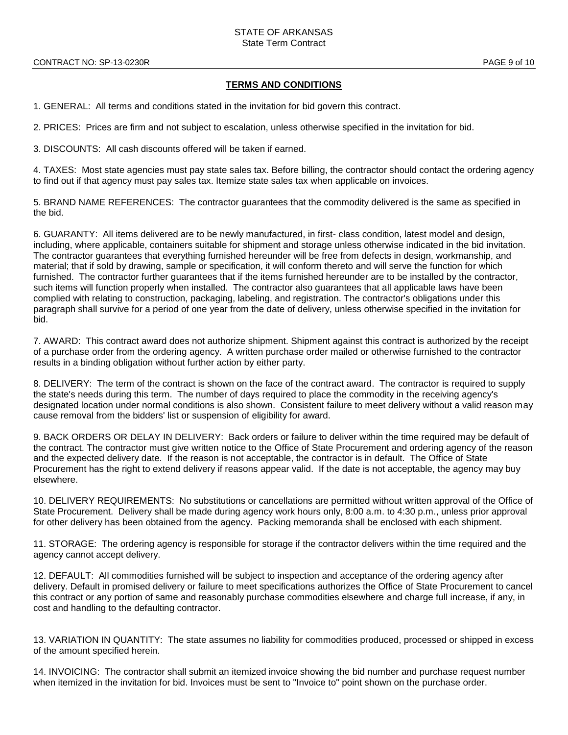## TERMS AND CONDITIONS

1. GENERAL: All terms and conditions stated in the invitation for bid govern this contract.

2. PRICES: Prices are firm and not subject to escalation, unless otherwise specified in the invitation for bid.

3. DISCOUNTS: All cash discounts offered will be taken if earned.

4. TAXES: Most state agencies must pay state sales tax. Before billing, the contractor should contact the ordering agency to find out if that agency must pay sales tax. Itemize state sales tax when applicable on invoices.

5. BRAND NAME REFERENCES: The contractor guarantees that the commodity delivered is the same as specified in the bid.

6. GUARANTY: All items delivered are to be newly manufactured, in first- class condition, latest model and design, including, where applicable, containers suitable for shipment and storage unless otherwise indicated in the bid invitation. The contractor guarantees that everything furnished hereunder will be free from defects in design, workmanship, and material; that if sold by drawing, sample or specification, it will conform thereto and will serve the function for which furnished. The contractor further guarantees that if the items furnished hereunder are to be installed by the contractor, such items will function properly when installed. The contractor also guarantees that all applicable laws have been complied with relating to construction, packaging, labeling, and registration. The contractor's obligations under this paragraph shall survive for a period of one year from the date of delivery, unless otherwise specified in the invitation for bid.

7. AWARD: This contract award does not authorize shipment. Shipment against this contract is authorized by the receipt of a purchase order from the ordering agency. A written purchase order mailed or otherwise furnished to the contractor results in a binding obligation without further action by either party.

8. DELIVERY: The term of the contract is shown on the face of the contract award. The contractor is required to supply the state's needs during this term. The number of days required to place the commodity in the receiving agency's designated location under normal conditions is also shown. Consistent failure to meet delivery without a valid reason may cause removal from the bidders' list or suspension of eligibility for award.

9. BACK ORDERS OR DELAY IN DELIVERY: Back orders or failure to deliver within the time required may be default of the contract. The contractor must give written notice to the Office of State Procurement and ordering agency of the reason and the expected delivery date. If the reason is not acceptable, the contractor is in default. The Office of State Procurement has the right to extend delivery if reasons appear valid. If the date is not acceptable, the agency may buy elsewhere.

10. DELIVERY REQUIREMENTS: No substitutions or cancellations are permitted without written approval of the Office of State Procurement. Delivery shall be made during agency work hours only, 8:00 a.m. to 4:30 p.m., unless prior approval for other delivery has been obtained from the agency. Packing memoranda shall be enclosed with each shipment.

11. STORAGE: The ordering agency is responsible for storage if the contractor delivers within the time required and the agency cannot accept delivery.

12. DEFAULT: All commodities furnished will be subject to inspection and acceptance of the ordering agency after delivery. Default in promised delivery or failure to meet specifications authorizes the Office of State Procurement to cancel this contract or any portion of same and reasonably purchase commodities elsewhere and charge full increase, if any, in cost and handling to the defaulting contractor.

13. VARIATION IN QUANTITY: The state assumes no liability for commodities produced, processed or shipped in excess of the amount specified herein.

14. INVOICING: The contractor shall submit an itemized invoice showing the bid number and purchase request number when itemized in the invitation for bid. Invoices must be sent to "Invoice to" point shown on the purchase order.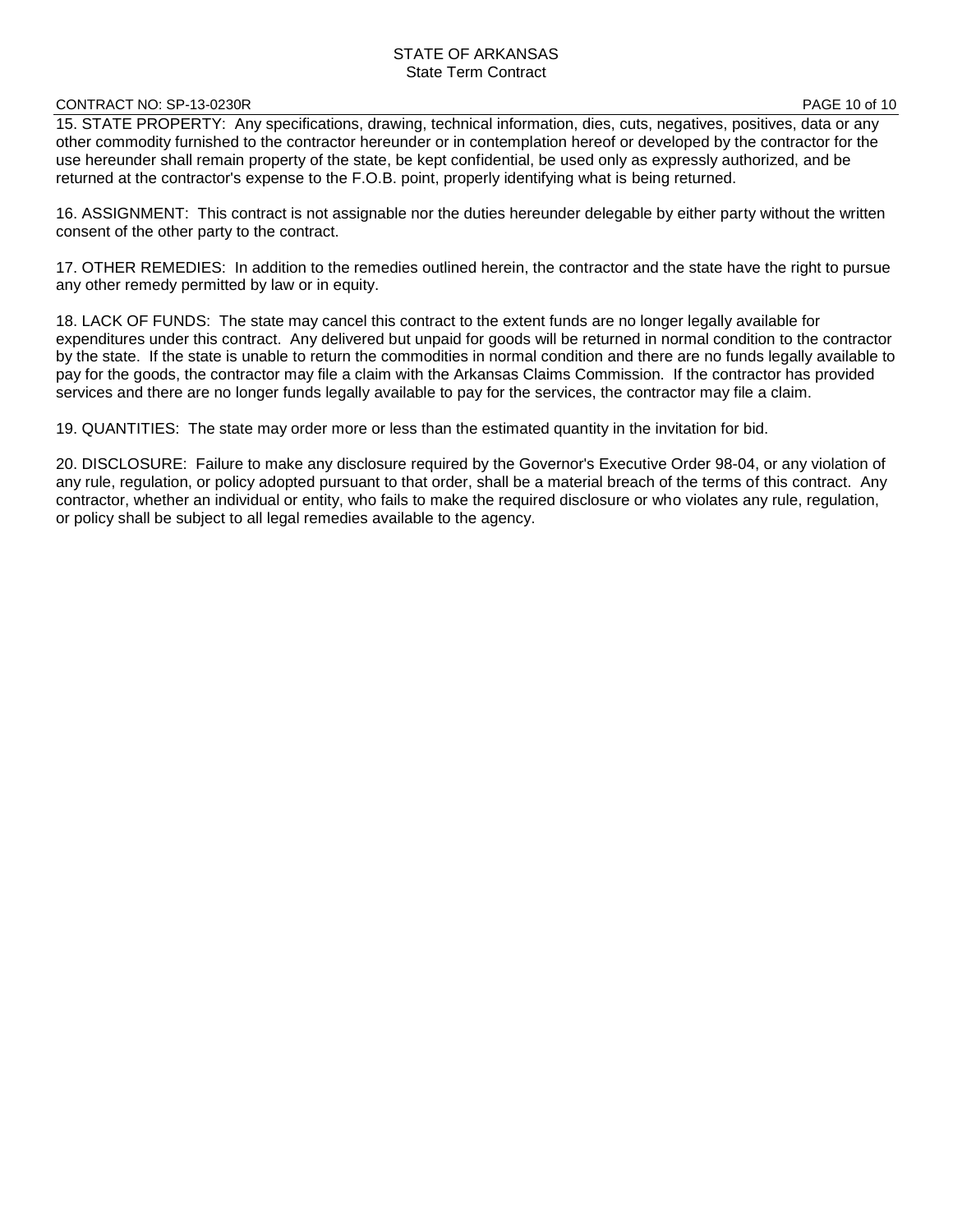15. STATE PROPERTY: Any specifications, drawing, technical information, dies, cuts, negatives, positives, data or any other commodity furnished to the contractor hereunder or in contemplation hereof or developed by the contractor for the use hereunder shall remain property of the state, be kept confidential, be used only as expressly authorized, and be returned at the contractor's expense to the F.O.B. point, properly identifying what is being returned.

16. ASSIGNMENT: This contract is not assignable nor the duties hereunder delegable by either party without the written consent of the other party to the contract.

17. OTHER REMEDIES: In addition to the remedies outlined herein, the contractor and the state have the right to pursue any other remedy permitted by law or in equity.

18. LACK OF FUNDS: The state may cancel this contract to the extent funds are no longer legally available for expenditures under this contract. Any delivered but unpaid for goods will be returned in normal condition to the contractor by the state. If the state is unable to return the commodities in normal condition and there are no funds legally available to pay for the goods, the contractor may file a claim with the Arkansas Claims Commission. If the contractor has provided services and there are no longer funds legally available to pay for the services, the contractor may file a claim.

19. QUANTITIES: The state may order more or less than the estimated quantity in the invitation for bid.

20. DISCLOSURE: Failure to make any disclosure required by the Governor's Executive Order 98-04, or any violation of any rule, regulation, or policy adopted pursuant to that order, shall be a material breach of the terms of this contract. Any contractor, whether an individual or entity, who fails to make the required disclosure or who violates any rule, regulation, or policy shall be subject to all legal remedies available to the agency.